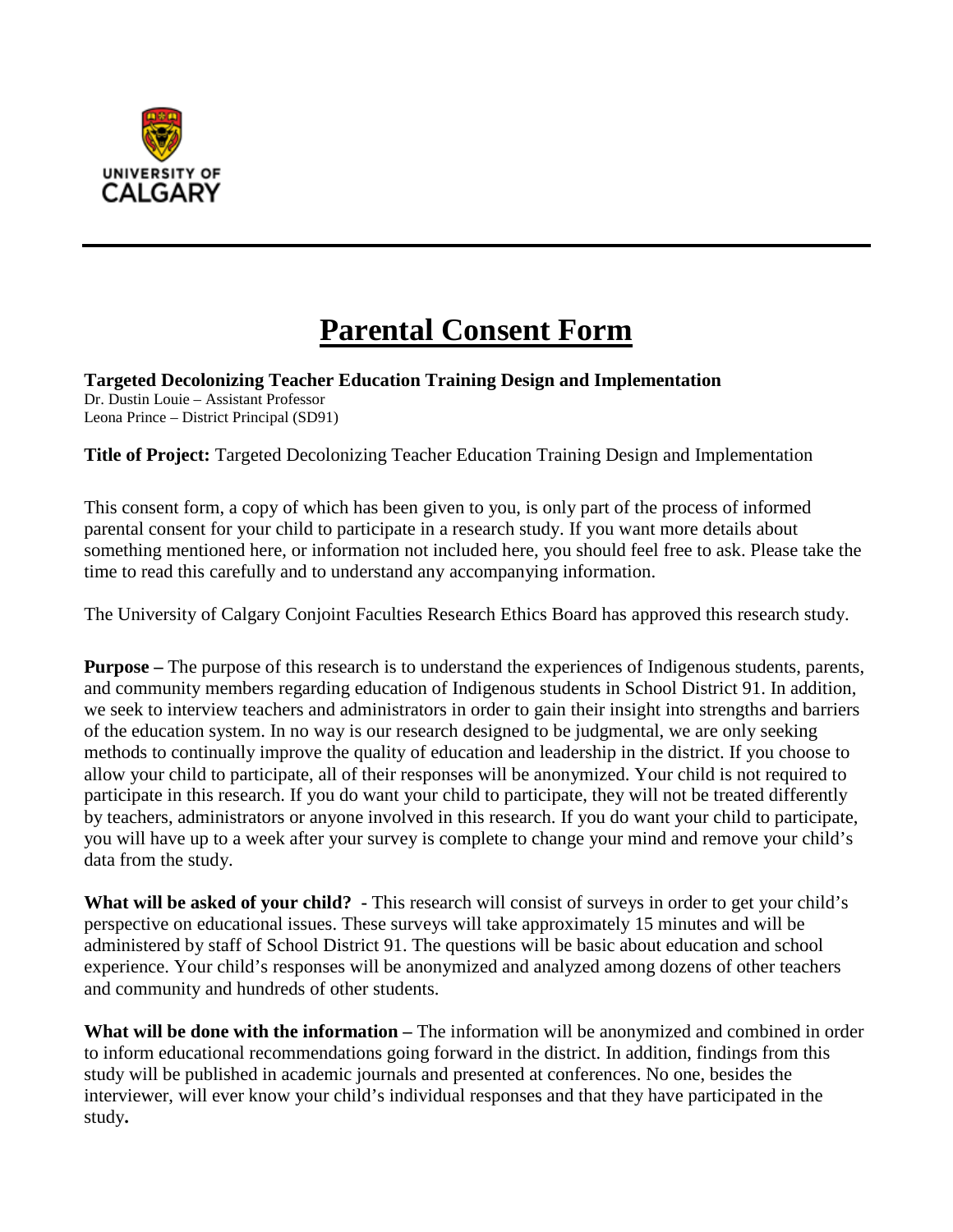UNIVERSITY OF CALGARY

---

# Parental Consent Form

**Targeted Decolonizing Teacher Education Training Design and Implementation**
Dr. Dustin Louie – Assistant Professor
Leona Prince – District Principal (SD91)

**Title of Project:** Targeted Decolonizing Teacher Education Training Design and Implementation

This consent form, a copy of which has been given to you, is only part of the process of informed parental consent for your child to participate in a research study. If you want more details about something mentioned here, or information not included here, you should feel free to ask. Please take the time to read this carefully and to understand any accompanying information.

The University of Calgary Conjoint Faculties Research Ethics Board has approved this research study.

**Purpose –** The purpose of this research is to understand the experiences of Indigenous students, parents, and community members regarding education of Indigenous students in School District 91. In addition, we seek to interview teachers and administrators in order to gain their insight into strengths and barriers of the education system. In no way is our research designed to be judgmental, we are only seeking methods to continually improve the quality of education and leadership in the district. If you choose to allow your child to participate, all of their responses will be anonymized. Your child is not required to participate in this research. If you do want your child to participate, they will not be treated differently by teachers, administrators or anyone involved in this research. If you do want your child to participate, you will have up to a week after your survey is complete to change your mind and remove your child's data from the study.

**What will be asked of your child? -** This research will consist of surveys in order to get your child's perspective on educational issues. These surveys will take approximately 15 minutes and will be administered by staff of School District 91. The questions will be basic about education and school experience. Your child's responses will be anonymized and analyzed among dozens of other teachers and community and hundreds of other students.

**What will be done with the information –** The information will be anonymized and combined in order to inform educational recommendations going forward in the district. In addition, findings from this study will be published in academic journals and presented at conferences. No one, besides the interviewer, will ever know your child's individual responses and that they have participated in the study**.**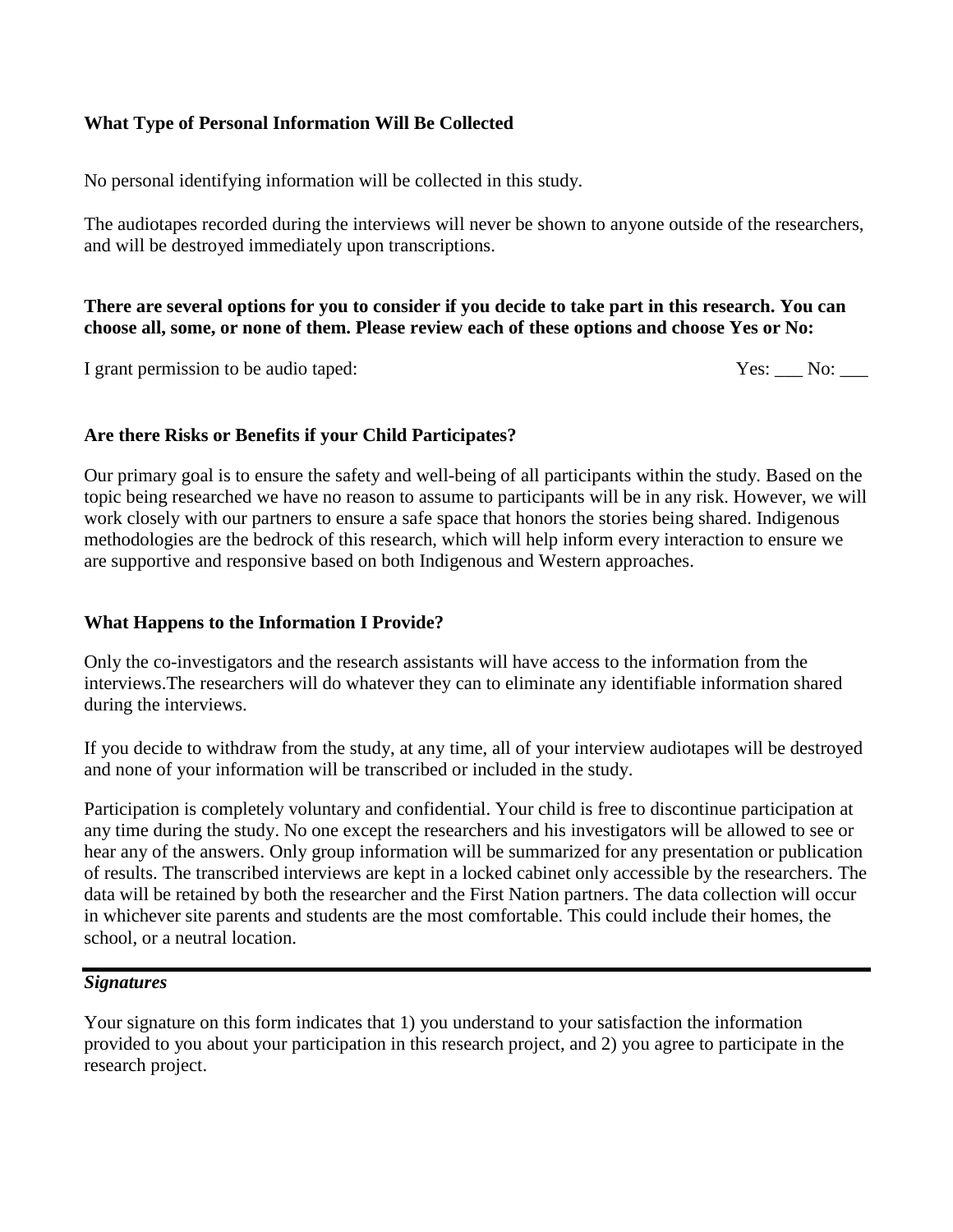**What Type of Personal Information Will Be Collected**

No personal identifying information will be collected in this study.

The audiotapes recorded during the interviews will never be shown to anyone outside of the researchers, and will be destroyed immediately upon transcriptions.

**There are several options for you to consider if you decide to take part in this research. You can choose all, some, or none of them. Please review each of these options and choose Yes or No:**

I grant permission to be audio taped: Yes: ___ No: ___

**Are there Risks or Benefits if your Child Participates?**

Our primary goal is to ensure the safety and well-being of all participants within the study. Based on the topic being researched we have no reason to assume to participants will be in any risk. However, we will work closely with our partners to ensure a safe space that honors the stories being shared. Indigenous methodologies are the bedrock of this research, which will help inform every interaction to ensure we are supportive and responsive based on both Indigenous and Western approaches.

**What Happens to the Information I Provide?**

Only the co-investigators and the research assistants will have access to the information from the interviews.The researchers will do whatever they can to eliminate any identifiable information shared during the interviews.

If you decide to withdraw from the study, at any time, all of your interview audiotapes will be destroyed and none of your information will be transcribed or included in the study.

Participation is completely voluntary and confidential. Your child is free to discontinue participation at any time during the study. No one except the researchers and his investigators will be allowed to see or hear any of the answers. Only group information will be summarized for any presentation or publication of results. The transcribed interviews are kept in a locked cabinet only accessible by the researchers. The data will be retained by both the researcher and the First Nation partners. The data collection will occur in whichever site parents and students are the most comfortable. This could include their homes, the school, or a neutral location.

***Signatures***

Your signature on this form indicates that 1) you understand to your satisfaction the information provided to you about your participation in this research project, and 2) you agree to participate in the research project.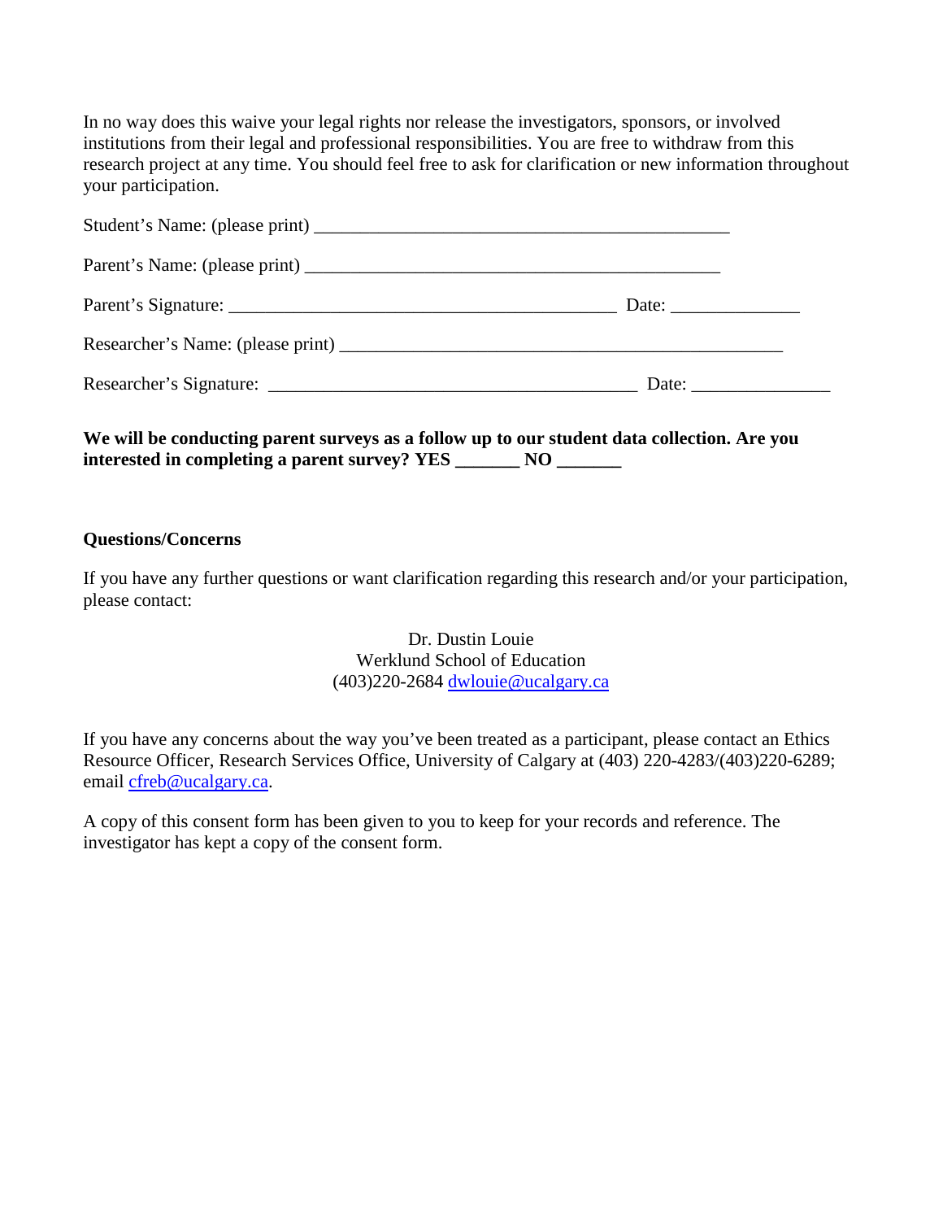In no way does this waive your legal rights nor release the investigators, sponsors, or involved institutions from their legal and professional responsibilities. You are free to withdraw from this research project at any time. You should feel free to ask for clarification or new information throughout your participation.

Student's Name: (please print) _______________________________________________

Parent's Name: (please print) _______________________________________________

Parent's Signature: ____________________________________________ Date: ______________

Researcher's Name: (please print) ___________________________________________________

Researcher's Signature: _________________________________________ Date: _______________

**We will be conducting parent surveys as a follow up to our student data collection. Are you interested in completing a parent survey? YES _______ NO _______**

**Questions/Concerns**

If you have any further questions or want clarification regarding this research and/or your participation, please contact:

Dr. Dustin Louie
Werklund School of Education
(403)220-2684 dwlouie@ucalgary.ca

If you have any concerns about the way you've been treated as a participant, please contact an Ethics Resource Officer, Research Services Office, University of Calgary at (403) 220-4283/(403)220-6289; email cfreb@ucalgary.ca.

A copy of this consent form has been given to you to keep for your records and reference. The investigator has kept a copy of the consent form.